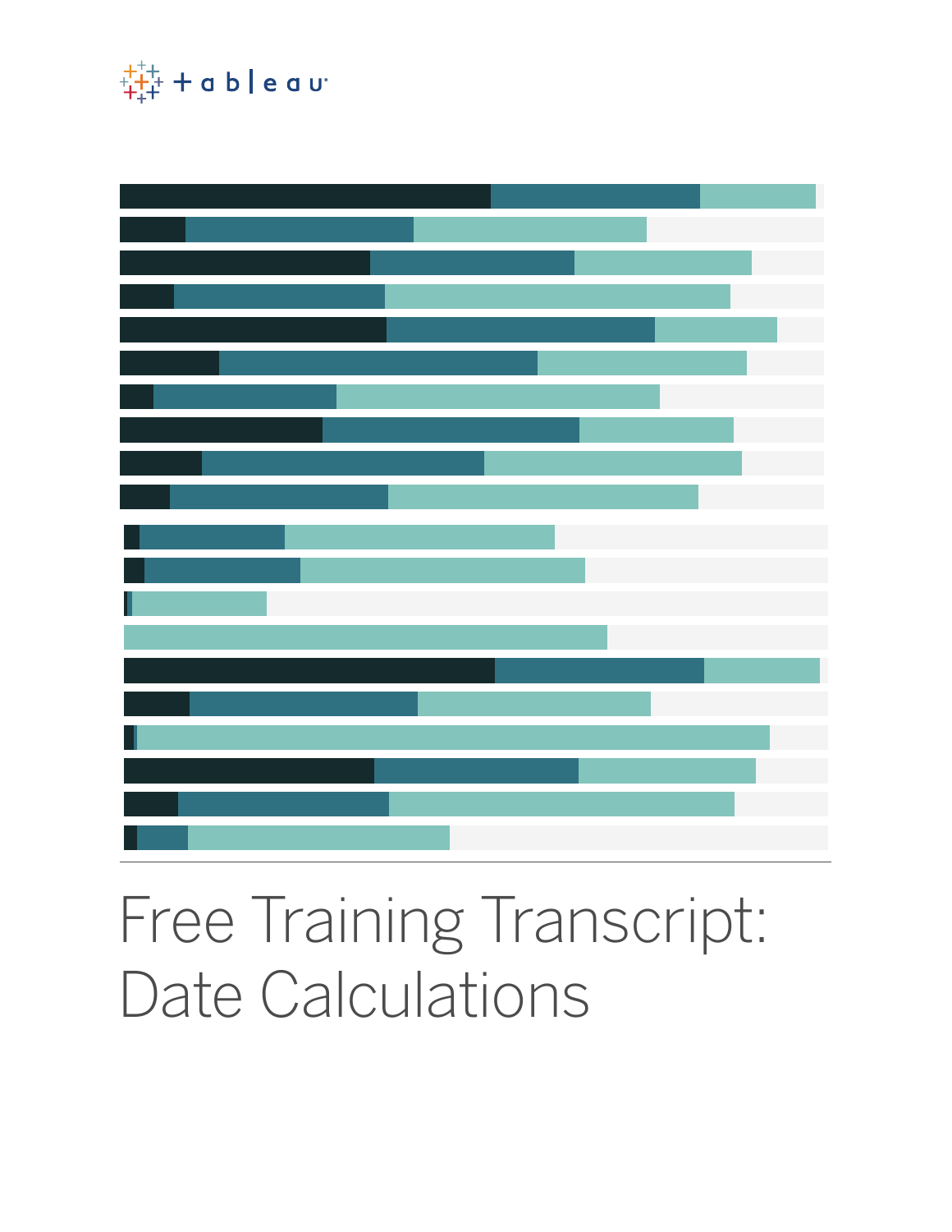# Free Training Transcript: Date Calculations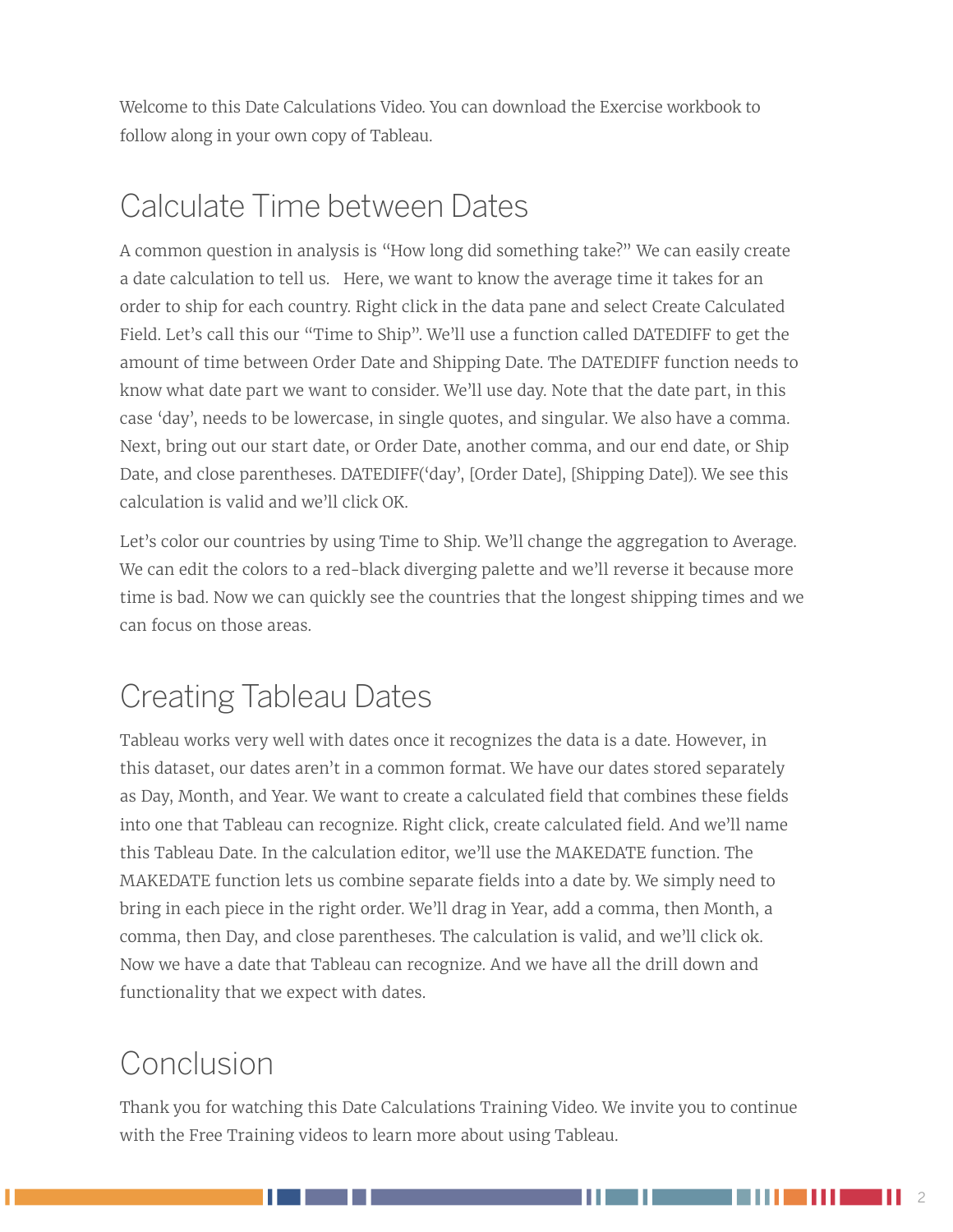Welcome to this Date Calculations Video. You can download the Exercise workbook to follow along in your own copy of Tableau.

## Calculate Time between Dates

A common question in analysis is "How long did something take?" We can easily create a date calculation to tell us.   Here, we want to know the average time it takes for an order to ship for each country. Right click in the data pane and select Create Calculated Field. Let's call this our "Time to Ship". We'll use a function called DATEDIFF to get the amount of time between Order Date and Shipping Date. The DATEDIFF function needs to know what date part we want to consider. We'll use day. Note that the date part, in this case 'day', needs to be lowercase, in single quotes, and singular. We also have a comma. Next, bring out our start date, or Order Date, another comma, and our end date, or Ship Date, and close parentheses. DATEDIFF('day', [Order Date], [Shipping Date]). We see this calculation is valid and we'll click OK.

Let's color our countries by using Time to Ship. We'll change the aggregation to Average. We can edit the colors to a red-black diverging palette and we'll reverse it because more time is bad. Now we can quickly see the countries that the longest shipping times and we can focus on those areas.

## Creating Tableau Dates

Tableau works very well with dates once it recognizes the data is a date. However, in this dataset, our dates aren't in a common format. We have our dates stored separately as Day, Month, and Year. We want to create a calculated field that combines these fields into one that Tableau can recognize. Right click, create calculated field. And we'll name this Tableau Date. In the calculation editor, we'll use the MAKEDATE function. The MAKEDATE function lets us combine separate fields into a date by. We simply need to bring in each piece in the right order. We'll drag in Year, add a comma, then Month, a comma, then Day, and close parentheses. The calculation is valid, and we'll click ok. Now we have a date that Tableau can recognize. And we have all the drill down and functionality that we expect with dates.

## Conclusion

Thank you for watching this Date Calculations Training Video. We invite you to continue with the Free Training videos to learn more about using Tableau.